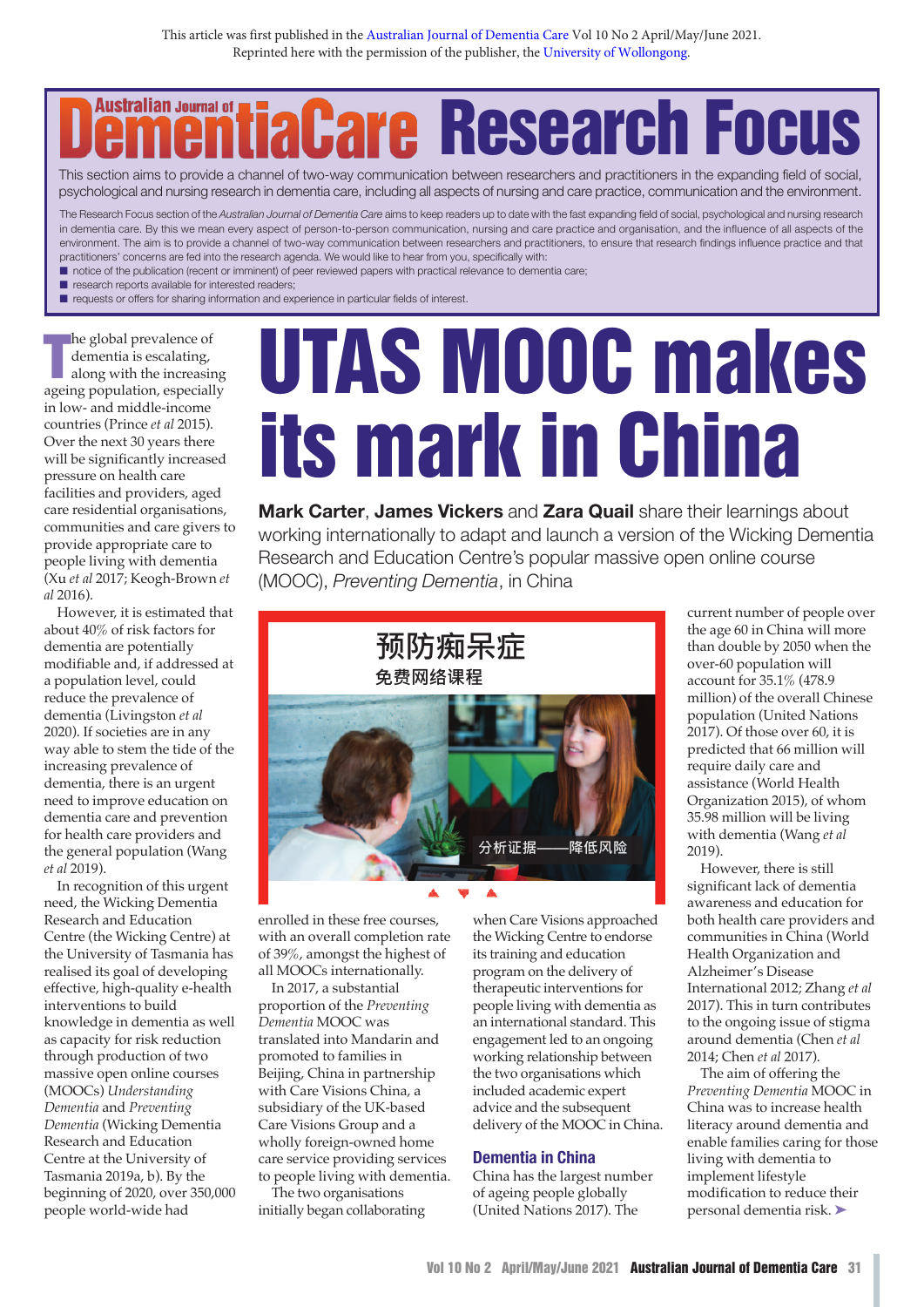This article was first published in the Australian Journal of Dementia Care Vol 10 No 2 April/May/June 2021. Reprinted here with the permission of the publisher, the University of Wollongong.

# Australian Journal of DementiaCare Research Focus

This section aims to provide a channel of two-way communication between researchers and practitioners in the expanding field of social, psychological and nursing research in dementia care, including all aspects of nursing and care practice, communication and the environment.

The Research Focus section of the *Australian Journal of Dementia Care* aims to keep readers up to date with the fast expanding field of social, psychological and nursing research in dementia care. By this we mean every aspect of person-to-person communication, nursing and care practice and organisation, and the influence of all aspects of the environment. The aim is to provide a channel of two-way communication between researchers and practitioners, to ensure that research findings influence practice and that practitioners' concerns are fed into the research agenda. We would like to hear from you, specifically with:

- notice of the publication (recent or imminent) of peer reviewed papers with practical relevance to dementia care;
- research reports available for interested readers;
- requests or offers for sharing information and experience in particular fields of interest.

# UTAS MOOC makes its mark in China

**Mark Carter**, **James Vickers** and **Zara Quail** share their learnings about working internationally to adapt and launch a version of the Wicking Dementia Research and Education Centre's popular massive open online course (MOOC), *Preventing Dementia*, in China

预防痴呆症
免费网络课程
分析证据——降低风险

The global prevalence of dementia is escalating, along with the increasing ageing population, especially in low- and middle-income countries (Prince *et al* 2015). Over the next 30 years there will be significantly increased pressure on health care facilities and providers, aged care residential organisations, communities and care givers to provide appropriate care to people living with dementia (Xu *et al* 2017; Keogh-Brown *et al* 2016).

However, it is estimated that about 40% of risk factors for dementia are potentially modifiable and, if addressed at a population level, could reduce the prevalence of dementia (Livingston *et al* 2020). If societies are in any way able to stem the tide of the increasing prevalence of dementia, there is an urgent need to improve education on dementia care and prevention for health care providers and the general population (Wang *et al* 2019).

In recognition of this urgent need, the Wicking Dementia Research and Education Centre (the Wicking Centre) at the University of Tasmania has realised its goal of developing effective, high-quality e-health interventions to build knowledge in dementia as well as capacity for risk reduction through production of two massive open online courses (MOOCs) *Understanding Dementia* and *Preventing Dementia* (Wicking Dementia Research and Education Centre at the University of Tasmania 2019a, b). By the beginning of 2020, over 350,000 people world-wide had enrolled in these free courses, with an overall completion rate of 39%, amongst the highest of all MOOCs internationally.

In 2017, a substantial proportion of the *Preventing Dementia* MOOC was translated into Mandarin and promoted to families in Beijing, China in partnership with Care Visions China, a subsidiary of the UK-based Care Visions Group and a wholly foreign-owned home care service providing services to people living with dementia.

The two organisations initially began collaborating when Care Visions approached the Wicking Centre to endorse its training and education program on the delivery of therapeutic interventions for people living with dementia as an international standard. This engagement led to an ongoing working relationship between the two organisations which included academic expert advice and the subsequent delivery of the MOOC in China.

## Dementia in China

China has the largest number of ageing people globally (United Nations 2017). The current number of people over the age of 60 in China will more than double by 2050 when the over-60 population will account for 35.1% (478.9 million) of the overall Chinese population (United Nations 2017). Of those over 60, it is predicted that 66 million will require daily care and assistance (World Health Organization 2015), of whom 35.98 million will be living with dementia (Wang *et al* 2019).

However, there is still significant lack of dementia awareness and education for both health care providers and communities in China (World Health Organization and Alzheimer's Disease International 2012; Zhang *et al* 2017). This in turn contributes to the ongoing issue of stigma around dementia (Chen *et al* 2014; Chen *et al* 2017).

The aim of offering the *Preventing Dementia* MOOC in China was to increase health literacy around dementia and enable families caring for those living with dementia to implement lifestyle modification to reduce their personal dementia risk. ➤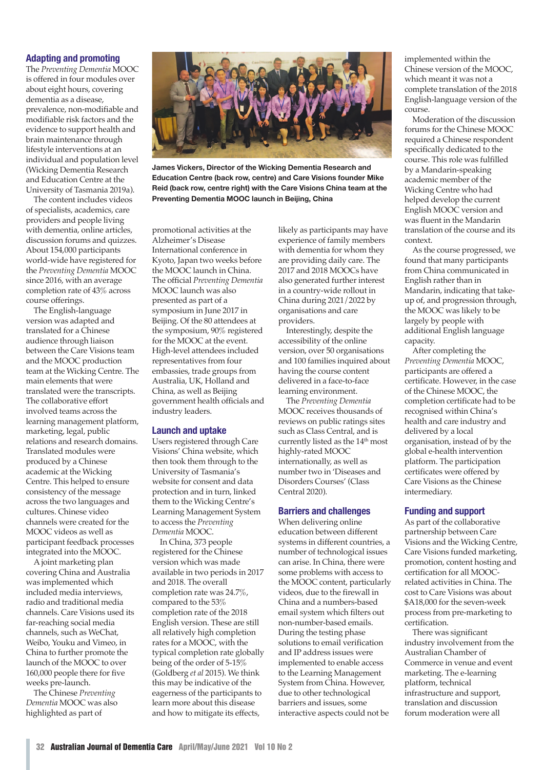## Adapting and promoting

The *Preventing Dementia* MOOC is offered in four modules over about eight hours, covering dementia as a disease, prevalence, non-modifiable and modifiable risk factors and the evidence to support health and brain maintenance through lifestyle interventions at an individual and population level (Wicking Dementia Research and Education Centre at the University of Tasmania 2019a).

The content includes videos of specialists, academics, care providers and people living with dementia, online articles, discussion forums and quizzes. About 154,000 participants world-wide have registered for the *Preventing Dementia* MOOC since 2016, with an average completion rate of 43% across course offerings.

The English-language version was adapted and translated for a Chinese audience through liaison between the Care Visions team and the MOOC production team at the Wicking Centre. The main elements that were translated were the transcripts. The collaborative effort involved teams across the learning management platform, marketing, legal, public relations and research domains. Translated modules were produced by a Chinese academic at the Wicking Centre. This helped to ensure consistency of the message across the two languages and cultures. Chinese video channels were created for the MOOC videos as well as participant feedback processes integrated into the MOOC.

A joint marketing plan covering China and Australia was implemented which included media interviews, radio and traditional media channels. Care Visions used its far-reaching social media channels, such as WeChat, Weibo, Youku and Vimeo, in China to further promote the launch of the MOOC to over 160,000 people there for five weeks pre-launch.

The Chinese *Preventing Dementia* MOOC was also highlighted as part of promotional activities at the Alzheimer's Disease International conference in Kyoto, Japan two weeks before the MOOC launch in China. The official *Preventing Dementia* MOOC launch was also presented as part of a symposium in June 2017 in Beijing. Of the 80 attendees at the symposium, 90% registered for the MOOC at the event. High-level attendees included representatives from four embassies, trade groups from Australia, UK, Holland and China, as well as Beijing government health officials and industry leaders.

**James Vickers, Director of the Wicking Dementia Research and Education Centre (back row, centre) and Care Visions founder Mike Reid (back row, centre right) with the Care Visions China team at the Preventing Dementia MOOC launch in Beijing, China**

## Launch and uptake

Users registered through Care Visions' China website, which then took them through to the University of Tasmania's website for consent and data protection and in turn, linked them to the Wicking Centre's Learning Management System to access the *Preventing Dementia* MOOC.

In China, 373 people registered for the Chinese version which was made available in two periods in 2017 and 2018. The overall completion rate was 24.7%, compared to the 53% completion rate of the 2018 English version. These are still all relatively high completion rates for a MOOC, with the typical completion rate globally being of the order of 5-15% (Goldberg *et al* 2015). We think this may be indicative of the eagerness of the participants to learn more about this disease and how to mitigate its effects, likely as participants may have experience of family members with dementia for whom they are providing daily care. The 2017 and 2018 MOOCs have also generated further interest in a country-wide rollout in China during 2021/2022 by organisations and care providers.

Interestingly, despite the accessibility of the online version, over 50 organisations and 100 families inquired about having the course content delivered in a face-to-face learning environment.

The *Preventing Dementia* MOOC receives thousands of reviews on public ratings sites such as Class Central, and is currently listed as the 14th most highly-rated MOOC internationally, as well as number two in 'Diseases and Disorders Courses' (Class Central 2020).

## Barriers and challenges

When delivering online education between different systems in different countries, a number of technological issues can arise. In China, there were some problems with access to the MOOC content, particularly videos, due to the firewall in China and a numbers-based email system which filters out non-number-based emails. During the testing phase solutions to email verification and IP address issues were implemented to enable access to the Learning Management System from China. However, due to other technological barriers and issues, some interactive aspects could not be implemented within the Chinese version of the MOOC, which meant it was not a complete translation of the 2018 English-language version of the course.

Moderation of the discussion forums for the Chinese MOOC required a Chinese respondent specifically dedicated to the course. This role was fulfilled by a Mandarin-speaking academic member of the Wicking Centre who had helped develop the current English MOOC version and was fluent in the Mandarin translation of the course and its context.

As the course progressed, we found that many participants from China communicated in English rather than in Mandarin, indicating that take-up of, and progression through, the MOOC was likely to be largely by people with additional English language capacity.

After completing the *Preventing Dementia* MOOC, participants are offered a certificate. However, in the case of the Chinese MOOC, the completion certificate had to be recognised within China's health and care industry and delivered by a local organisation, instead of by the global e-health intervention platform. The participation certificates were offered by Care Visions as the Chinese intermediary.

## Funding and support

As part of the collaborative partnership between Care Visions and the Wicking Centre, Care Visions funded marketing, promotion, content hosting and certification for all MOOC-related activities in China. The cost to Care Visions was about $A18,000 for the seven-week process from pre-marketing to certification.

There was significant industry involvement from the Australian Chamber of Commerce in venue and event marketing. The e-learning platform, technical infrastructure and support, translation and discussion forum moderation were all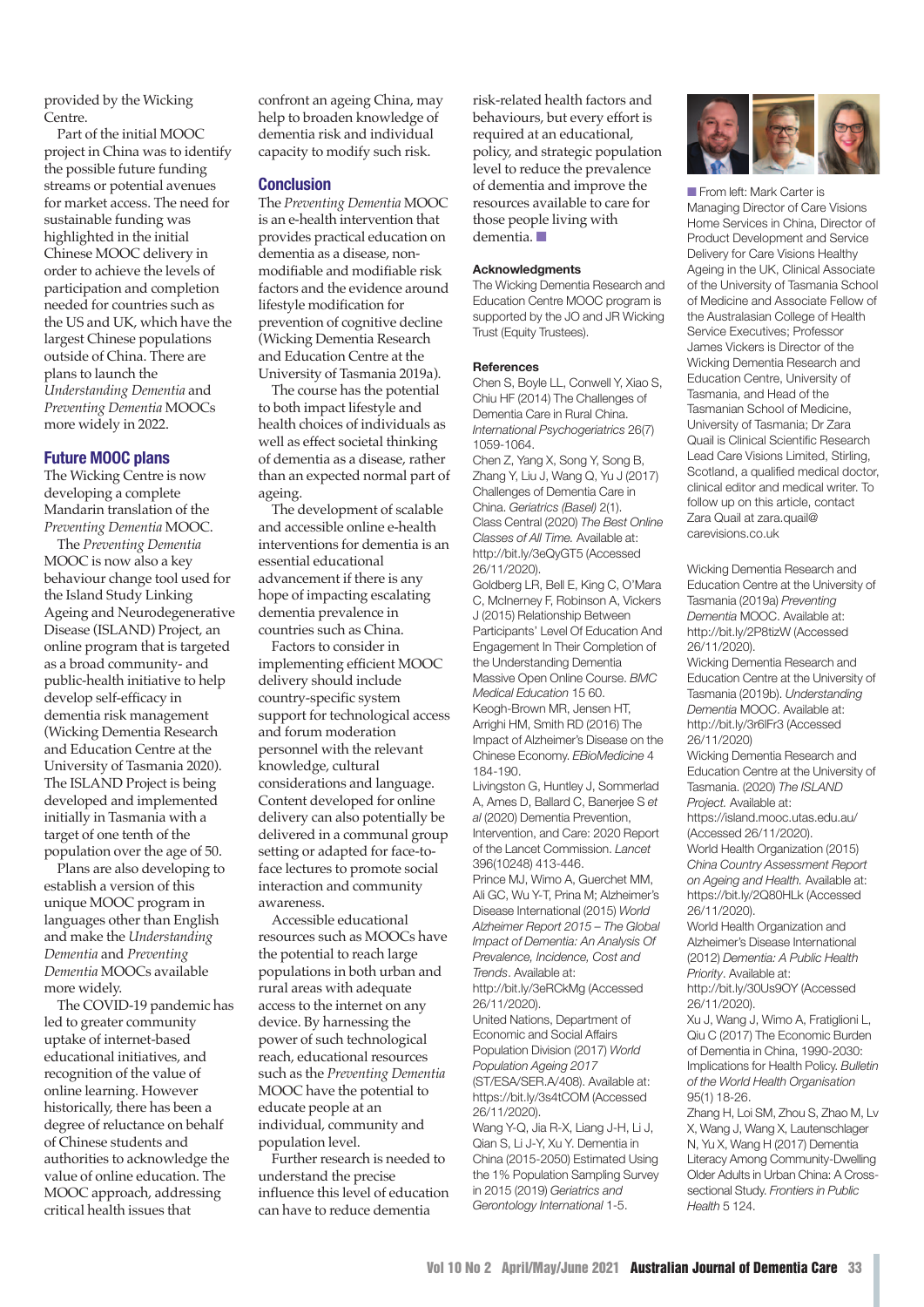provided by the Wicking Centre.

Part of the initial MOOC project in China was to identify the possible future funding streams or potential avenues for market access. The need for sustainable funding was highlighted in the initial Chinese MOOC delivery in order to achieve the levels of participation and completion needed for countries such as the US and UK, which have the largest Chinese populations outside of China. There are plans to launch the *Understanding Dementia* and *Preventing Dementia* MOOCs more widely in 2022.

## Future MOOC plans

The Wicking Centre is now developing a complete Mandarin translation of the *Preventing Dementia* MOOC.

The *Preventing Dementia* MOOC is now also a key behaviour change tool used for the Island Study Linking Ageing and Neurodegenerative Disease (ISLAND) Project, an online program that is targeted as a broad community- and public-health initiative to help develop self-efficacy in dementia risk management (Wicking Dementia Research and Education Centre at the University of Tasmania 2020). The ISLAND Project is being developed and implemented initially in Tasmania with a target of one tenth of the population over the age of 50.

Plans are also developing to establish a version of this unique MOOC program in languages other than English and make the *Understanding Dementia* and *Preventing Dementia* MOOCs available more widely.

The COVID-19 pandemic has led to greater community uptake of internet-based educational initiatives, and recognition of the value of online learning. However historically, there has been a degree of reluctance on behalf of Chinese students and authorities to acknowledge the value of online education. The MOOC approach, addressing critical health issues that confront an ageing China, may help to broaden knowledge of dementia risk and individual capacity to modify such risk.

## Conclusion

The *Preventing Dementia* MOOC is an e-health intervention that provides practical education on dementia as a disease, non-modifiable and modifiable risk factors and the evidence around lifestyle modification for prevention of cognitive decline (Wicking Dementia Research and Education Centre at the University of Tasmania 2019a).

The course has the potential to both impact lifestyle and health choices of individuals as well as effect societal thinking of dementia as a disease, rather than an expected normal part of ageing.

The development of scalable and accessible online e-health interventions for dementia is an essential educational advancement if there is any hope of impacting escalating dementia prevalence in countries such as China.

Factors to consider in implementing efficient MOOC delivery should include country-specific system support for technological access and forum moderation personnel with the relevant knowledge, cultural considerations and language. Content developed for online delivery can also potentially be delivered in a communal group setting or adapted for face-to-face lectures to promote social interaction and community awareness.

Accessible educational resources such as MOOCs have the potential to reach large populations in both urban and rural areas with adequate access to the internet on any device. By harnessing the power of such technological reach, educational resources such as the *Preventing Dementia* MOOC have the potential to educate people at an individual, community and population level.

Further research is needed to understand the precise influence this level of education can have to reduce dementia risk-related health factors and behaviours, but every effort is required at an educational, policy, and strategic population level to reduce the prevalence of dementia and improve the resources available to care for those people living with dementia.

### Acknowledgments

The Wicking Dementia Research and Education Centre MOOC program is supported by the JO and JR Wicking Trust (Equity Trustees).

### References

Chen S, Boyle LL, Conwell Y, Xiao S, Chiu HF (2014) The Challenges of Dementia Care in Rural China. *International Psychogeriatrics* 26(7) 1059-1064.

Chen Z, Yang X, Song Y, Song B, Zhang Y, Liu J, Wang Q, Yu J (2017) Challenges of Dementia Care in China. *Geriatrics (Basel)* 2(1).

Class Central (2020) *The Best Online Classes of All Time.* Available at: http://bit.ly/3eQyGT5 (Accessed 26/11/2020).

Goldberg LR, Bell E, King C, O'Mara C, McInerney F, Robinson A, Vickers J (2015) Relationship Between Participants' Level Of Education And Engagement In Their Completion of the Understanding Dementia Massive Open Online Course. *BMC Medical Education* 15 60.

Keogh-Brown MR, Jensen HT, Arrighi HM, Smith RD (2016) The Impact of Alzheimer's Disease on the Chinese Economy. *EBioMedicine* 4 184-190.

Livingston G, Huntley J, Sommerlad A, Ames D, Ballard C, Banerjee S *et al* (2020) Dementia Prevention, Intervention, and Care: 2020 Report of the Lancet Commission. *Lancet* 396(10248) 413-446.

Prince MJ, Wimo A, Guerchet MM, Ali GC, Wu Y-T, Prina M; Alzheimer's Disease International (2015) *World Alzheimer Report 2015 – The Global Impact of Dementia: An Analysis Of Prevalence, Incidence, Cost and Trends*. Available at: http://bit.ly/3eRCkMg (Accessed 26/11/2020).

United Nations, Department of Economic and Social Affairs Population Division (2017) *World Population Ageing 2017* (ST/ESA/SER.A/408). Available at: https://bit.ly/3s4tCOM (Accessed 26/11/2020).

Wang Y-Q, Jia R-X, Liang J-H, Li J, Qian S, Li J-Y, Xu Y. Dementia in China (2015-2050) Estimated Using the 1% Population Sampling Survey in 2015 (2019) *Geriatrics and Gerontology International* 1-5.

Wicking Dementia Research and Education Centre at the University of Tasmania (2019a) *Preventing Dementia* MOOC. Available at: http://bit.ly/2P8tizW (Accessed 26/11/2020).

Wicking Dementia Research and Education Centre at the University of Tasmania (2019b). *Understanding Dementia* MOOC. Available at: http://bit.ly/3r6lFr3 (Accessed 26/11/2020)

Wicking Dementia Research and Education Centre at the University of Tasmania. (2020) *The ISLAND Project.* Available at: https://island.mooc.utas.edu.au/ (Accessed 26/11/2020).

World Health Organization (2015) *China Country Assessment Report on Ageing and Health.* Available at: https://bit.ly/2Q80HLk (Accessed 26/11/2020).

World Health Organization and Alzheimer's Disease International (2012) *Dementia: A Public Health Priority*. Available at: http://bit.ly/30Us9OY (Accessed 26/11/2020).

Xu J, Wang J, Wimo A, Fratiglioni L, Qiu C (2017) The Economic Burden of Dementia in China, 1990-2030: Implications for Health Policy. *Bulletin of the World Health Organisation* 95(1) 18-26.

Zhang H, Loi SM, Zhou S, Zhao M, Lv X, Wang J, Wang X, Lautenschlager N, Yu X, Wang H (2017) Dementia Literacy Among Community-Dwelling Older Adults in Urban China: A Cross-sectional Study. *Frontiers in Public Health* 5 124.

From left: Mark Carter is Managing Director of Care Visions Home Services in China, Director of Product Development and Service Delivery for Care Visions Healthy Ageing in the UK, Clinical Associate of the University of Tasmania School of Medicine and Associate Fellow of the Australasian College of Health Service Executives; Professor James Vickers is Director of the Wicking Dementia Research and Education Centre, University of Tasmania, and Head of the Tasmanian School of Medicine, University of Tasmania; Dr Zara Quail is Clinical Scientific Research Lead Care Visions Limited, Stirling, Scotland, a qualified medical doctor, clinical editor and medical writer. To follow up on this article, contact Zara Quail at zara.quail@carevisions.co.uk